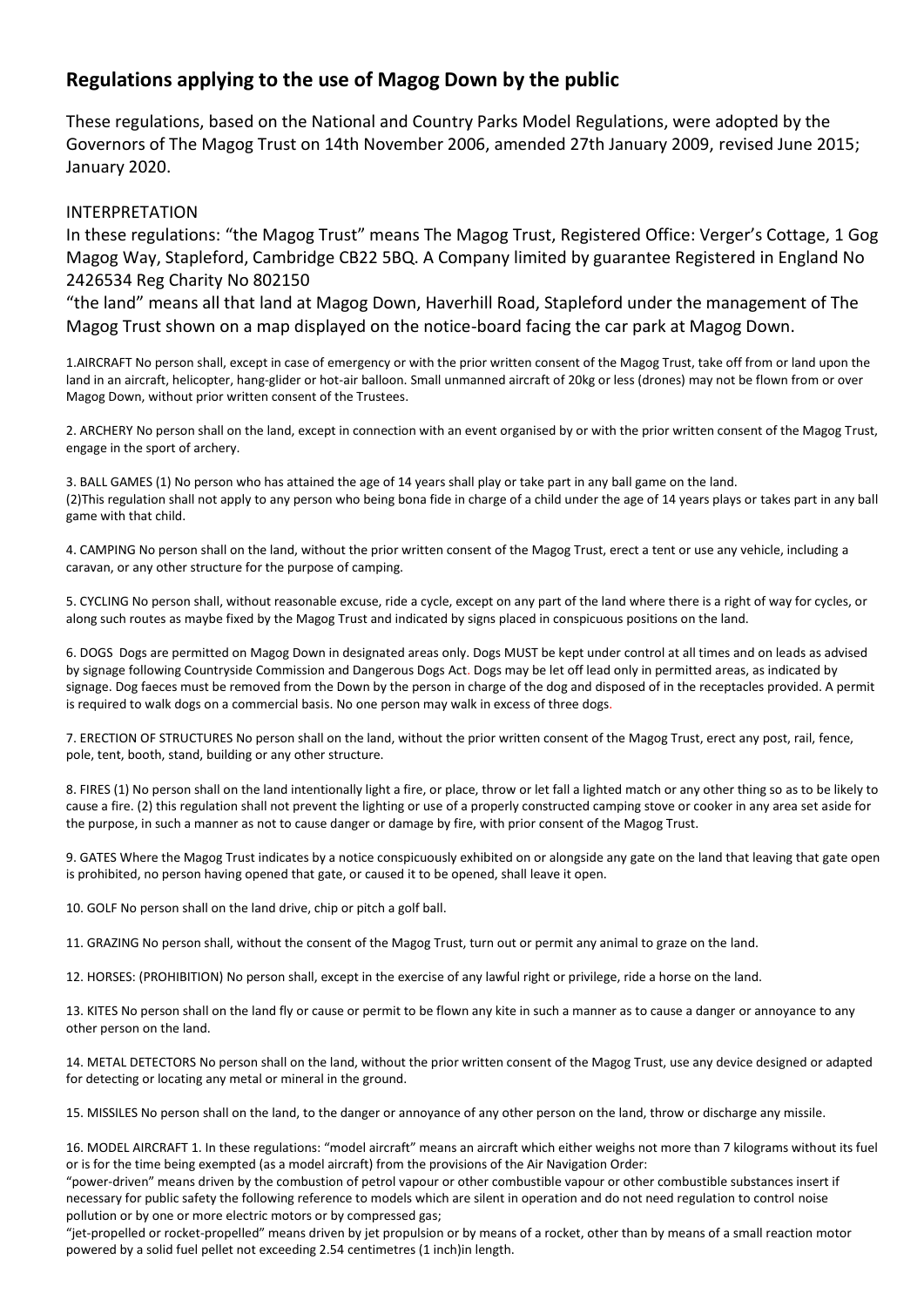## Regulations applying to the use of Magog Down by the public

These regulations, based on the National and Country Parks Model Regulations, were adopted by the Governors of The Magog Trust on 14th November 2006, amended 27th January 2009, revised June 2015; January 2020.

INTERPRETATION

In these regulations: "the Magog Trust" means The Magog Trust, Registered Office: Verger's Cottage, 1 Gog Magog Way, Stapleford, Cambridge CB22 5BQ. A Company limited by guarantee Registered in England No 2426534 Reg Charity No 802150

"the land" means all that land at Magog Down, Haverhill Road, Stapleford under the management of The Magog Trust shown on a map displayed on the notice-board facing the car park at Magog Down.

1.AIRCRAFT No person shall, except in case of emergency or with the prior written consent of the Magog Trust, take off from or land upon the land in an aircraft, helicopter, hang-glider or hot-air balloon. Small unmanned aircraft of 20kg or less (drones) may not be flown from or over Magog Down, without prior written consent of the Trustees.

2. ARCHERY No person shall on the land, except in connection with an event organised by or with the prior written consent of the Magog Trust, engage in the sport of archery.

3. BALL GAMES (1) No person who has attained the age of 14 years shall play or take part in any ball game on the land.
(2)This regulation shall not apply to any person who being bona fide in charge of a child under the age of 14 years plays or takes part in any ball game with that child.

4. CAMPING No person shall on the land, without the prior written consent of the Magog Trust, erect a tent or use any vehicle, including a caravan, or any other structure for the purpose of camping.

5. CYCLING No person shall, without reasonable excuse, ride a cycle, except on any part of the land where there is a right of way for cycles, or along such routes as maybe fixed by the Magog Trust and indicated by signs placed in conspicuous positions on the land.

6. DOGS Dogs are permitted on Magog Down in designated areas only. Dogs MUST be kept under control at all times and on leads as advised by signage following Countryside Commission and Dangerous Dogs Act. Dogs may be let off lead only in permitted areas, as indicated by signage. Dog faeces must be removed from the Down by the person in charge of the dog and disposed of in the receptacles provided. A permit is required to walk dogs on a commercial basis. No one person may walk in excess of three dogs.

7. ERECTION OF STRUCTURES No person shall on the land, without the prior written consent of the Magog Trust, erect any post, rail, fence, pole, tent, booth, stand, building or any other structure.

8. FIRES (1) No person shall on the land intentionally light a fire, or place, throw or let fall a lighted match or any other thing so as to be likely to cause a fire. (2) this regulation shall not prevent the lighting or use of a properly constructed camping stove or cooker in any area set aside for the purpose, in such a manner as not to cause danger or damage by fire, with prior consent of the Magog Trust.

9. GATES Where the Magog Trust indicates by a notice conspicuously exhibited on or alongside any gate on the land that leaving that gate open is prohibited, no person having opened that gate, or caused it to be opened, shall leave it open.

10. GOLF No person shall on the land drive, chip or pitch a golf ball.

11. GRAZING No person shall, without the consent of the Magog Trust, turn out or permit any animal to graze on the land.

12. HORSES: (PROHIBITION) No person shall, except in the exercise of any lawful right or privilege, ride a horse on the land.

13. KITES No person shall on the land fly or cause or permit to be flown any kite in such a manner as to cause a danger or annoyance to any other person on the land.

14. METAL DETECTORS No person shall on the land, without the prior written consent of the Magog Trust, use any device designed or adapted for detecting or locating any metal or mineral in the ground.

15. MISSILES No person shall on the land, to the danger or annoyance of any other person on the land, throw or discharge any missile.

16. MODEL AIRCRAFT 1. In these regulations: "model aircraft" means an aircraft which either weighs not more than 7 kilograms without its fuel or is for the time being exempted (as a model aircraft) from the provisions of the Air Navigation Order:

"power-driven" means driven by the combustion of petrol vapour or other combustible vapour or other combustible substances insert if necessary for public safety the following reference to models which are silent in operation and do not need regulation to control noise pollution or by one or more electric motors or by compressed gas;

"jet-propelled or rocket-propelled" means driven by jet propulsion or by means of a rocket, other than by means of a small reaction motor powered by a solid fuel pellet not exceeding 2.54 centimetres (1 inch)in length.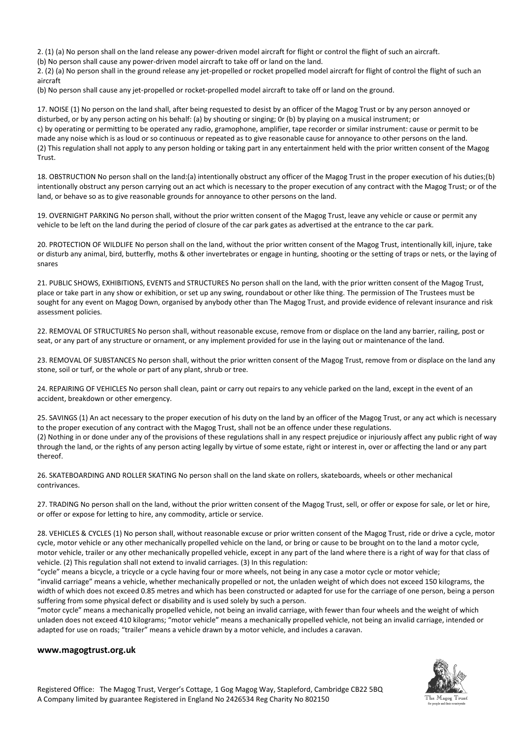2. (1) (a) No person shall on the land release any power-driven model aircraft for flight or control the flight of such an aircraft.
(b) No person shall cause any power-driven model aircraft to take off or land on the land.
2. (2) (a) No person shall in the ground release any jet-propelled or rocket propelled model aircraft for flight of control the flight of such an aircraft
(b) No person shall cause any jet-propelled or rocket-propelled model aircraft to take off or land on the ground.

17. NOISE (1) No person on the land shall, after being requested to desist by an officer of the Magog Trust or by any person annoyed or disturbed, or by any person acting on his behalf: (a) by shouting or singing; 0r (b) by playing on a musical instrument; or
c) by operating or permitting to be operated any radio, gramophone, amplifier, tape recorder or similar instrument: cause or permit to be made any noise which is as loud or so continuous or repeated as to give reasonable cause for annoyance to other persons on the land.
(2) This regulation shall not apply to any person holding or taking part in any entertainment held with the prior written consent of the Magog Trust.

18. OBSTRUCTION No person shall on the land:(a) intentionally obstruct any officer of the Magog Trust in the proper execution of his duties;(b) intentionally obstruct any person carrying out an act which is necessary to the proper execution of any contract with the Magog Trust; or of the land, or behave so as to give reasonable grounds for annoyance to other persons on the land.

19. OVERNIGHT PARKING No person shall, without the prior written consent of the Magog Trust, leave any vehicle or cause or permit any vehicle to be left on the land during the period of closure of the car park gates as advertised at the entrance to the car park.

20. PROTECTION OF WILDLIFE No person shall on the land, without the prior written consent of the Magog Trust, intentionally kill, injure, take or disturb any animal, bird, butterfly, moths & other invertebrates or engage in hunting, shooting or the setting of traps or nets, or the laying of snares

21. PUBLIC SHOWS, EXHIBITIONS, EVENTS and STRUCTURES No person shall on the land, with the prior written consent of the Magog Trust, place or take part in any show or exhibition, or set up any swing, roundabout or other like thing. The permission of The Trustees must be sought for any event on Magog Down, organised by anybody other than The Magog Trust, and provide evidence of relevant insurance and risk assessment policies.

22. REMOVAL OF STRUCTURES No person shall, without reasonable excuse, remove from or displace on the land any barrier, railing, post or seat, or any part of any structure or ornament, or any implement provided for use in the laying out or maintenance of the land.

23. REMOVAL OF SUBSTANCES No person shall, without the prior written consent of the Magog Trust, remove from or displace on the land any stone, soil or turf, or the whole or part of any plant, shrub or tree.

24. REPAIRING OF VEHICLES No person shall clean, paint or carry out repairs to any vehicle parked on the land, except in the event of an accident, breakdown or other emergency.

25. SAVINGS (1) An act necessary to the proper execution of his duty on the land by an officer of the Magog Trust, or any act which is necessary to the proper execution of any contract with the Magog Trust, shall not be an offence under these regulations.
(2) Nothing in or done under any of the provisions of these regulations shall in any respect prejudice or injuriously affect any public right of way through the land, or the rights of any person acting legally by virtue of some estate, right or interest in, over or affecting the land or any part thereof.

26. SKATEBOARDING AND ROLLER SKATING No person shall on the land skate on rollers, skateboards, wheels or other mechanical contrivances.

27. TRADING No person shall on the land, without the prior written consent of the Magog Trust, sell, or offer or expose for sale, or let or hire, or offer or expose for letting to hire, any commodity, article or service.

28. VEHICLES & CYCLES (1) No person shall, without reasonable excuse or prior written consent of the Magog Trust, ride or drive a cycle, motor cycle, motor vehicle or any other mechanically propelled vehicle on the land, or bring or cause to be brought on to the land a motor cycle, motor vehicle, trailer or any other mechanically propelled vehicle, except in any part of the land where there is a right of way for that class of vehicle. (2) This regulation shall not extend to invalid carriages. (3) In this regulation:
"cycle" means a bicycle, a tricycle or a cycle having four or more wheels, not being in any case a motor cycle or motor vehicle;
"invalid carriage" means a vehicle, whether mechanically propelled or not, the unladen weight of which does not exceed 150 kilograms, the width of which does not exceed 0.85 metres and which has been constructed or adapted for use for the carriage of one person, being a person suffering from some physical defect or disability and is used solely by such a person.
"motor cycle" means a mechanically propelled vehicle, not being an invalid carriage, with fewer than four wheels and the weight of which unladen does not exceed 410 kilograms; "motor vehicle" means a mechanically propelled vehicle, not being an invalid carriage, intended or adapted for use on roads; "trailer" means a vehicle drawn by a motor vehicle, and includes a caravan.

**www.magogtrust.org.uk**

Registered Office: The Magog Trust, Verger's Cottage, 1 Gog Magog Way, Stapleford, Cambridge CB22 5BQ
A Company limited by guarantee Registered in England No 2426534 Reg Charity No 802150

The Magog Trust
for people and their countryside